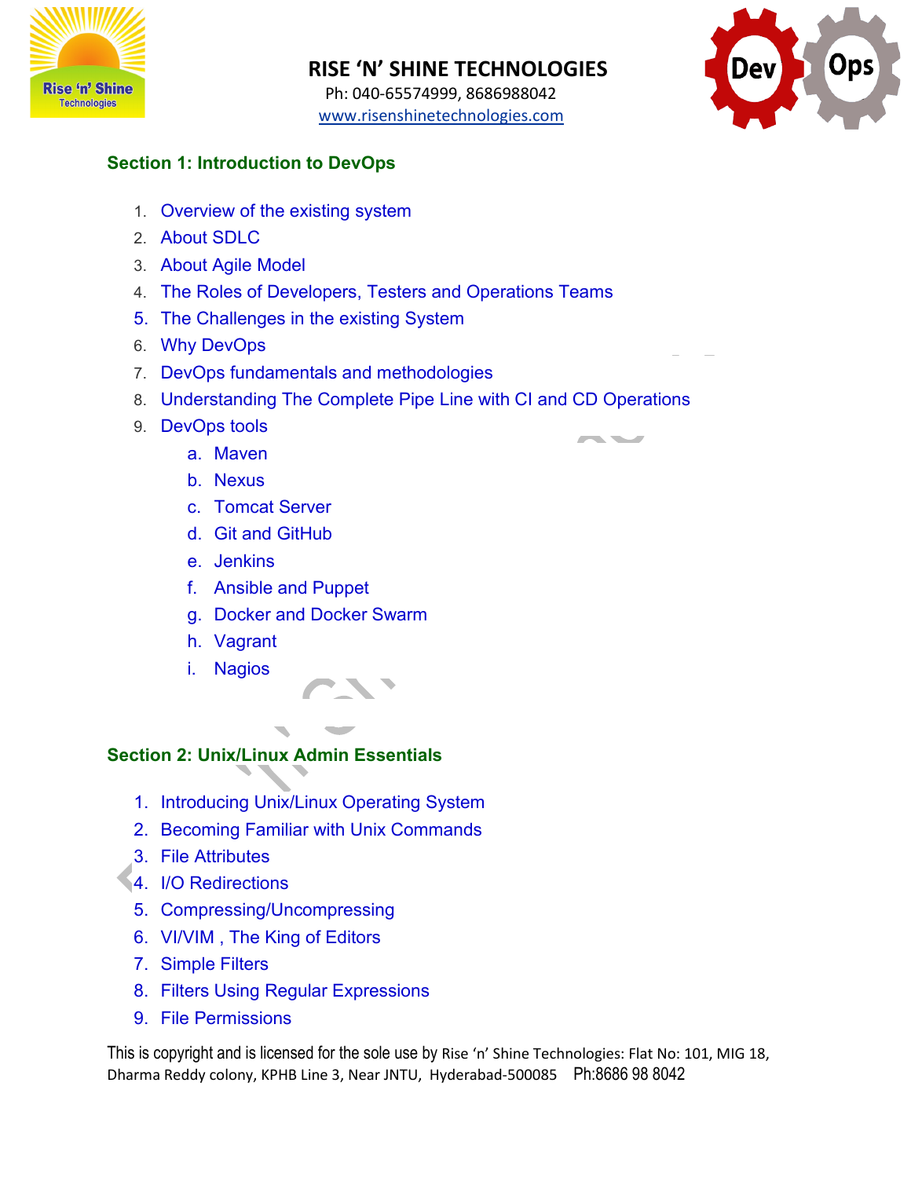# RISE 'N' SHINE TECHNOLOGIES

Ph: 040-65574999, 8686988042

www.risenshinetechnologies.com

## Section 1: Introduction to DevOps

1. Overview of the existing system
2. About SDLC
3. About Agile Model
4. The Roles of Developers, Testers and Operations Teams
5. The Challenges in the existing System
6. Why DevOps
7. DevOps fundamentals and methodologies
8. Understanding The Complete Pipe Line with CI and CD Operations
9. DevOps tools
    a. Maven
    b. Nexus
    c. Tomcat Server
    d. Git and GitHub
    e. Jenkins
    f. Ansible and Puppet
    g. Docker and Docker Swarm
    h. Vagrant
    i. Nagios

## Section 2: Unix/Linux Admin Essentials

1. Introducing Unix/Linux Operating System
2. Becoming Familiar with Unix Commands
3. File Attributes
4. I/O Redirections
5. Compressing/Uncompressing
6. VI/VIM , The King of Editors
7. Simple Filters
8. Filters Using Regular Expressions
9. File Permissions

This is copyright and is licensed for the sole use by Rise 'n' Shine Technologies: Flat No: 101, MIG 18, Dharma Reddy colony, KPHB Line 3, Near JNTU, Hyderabad-500085 Ph:8686 98 8042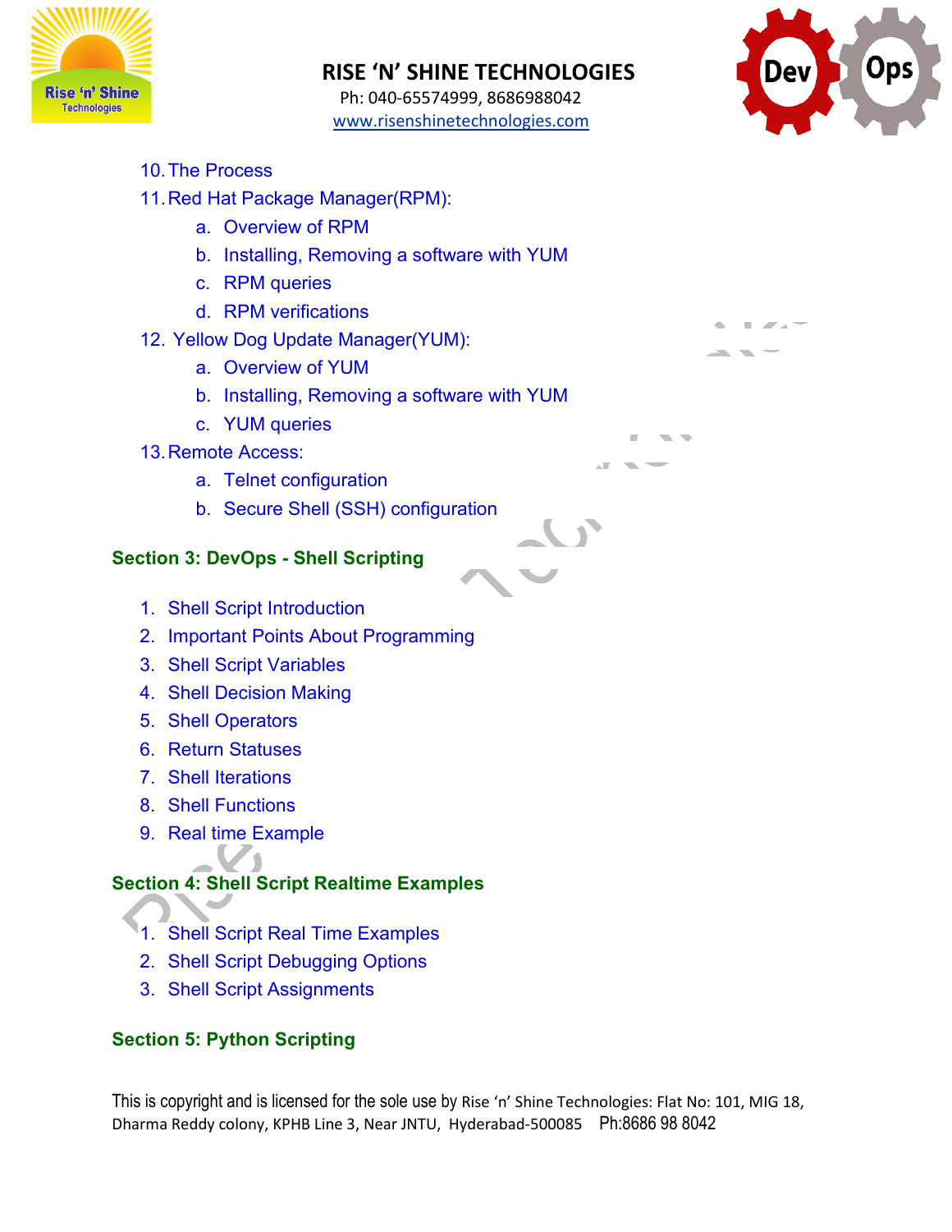10. The Process
11. Red Hat Package Manager(RPM):
    a. Overview of RPM
    b. Installing, Removing a software with YUM
    c. RPM queries
    d. RPM verifications
12. Yellow Dog Update Manager(YUM):
    a. Overview of YUM
    b. Installing, Removing a software with YUM
    c. YUM queries
13. Remote Access:
    a. Telnet configuration
    b. Secure Shell (SSH) configuration

## Section 3: DevOps - Shell Scripting

1. Shell Script Introduction
2. Important Points About Programming
3. Shell Script Variables
4. Shell Decision Making
5. Shell Operators
6. Return Statuses
7. Shell Iterations
8. Shell Functions
9. Real time Example

## Section 4: Shell Script Realtime Examples

1. Shell Script Real Time Examples
2. Shell Script Debugging Options
3. Shell Script Assignments

## Section 5: Python Scripting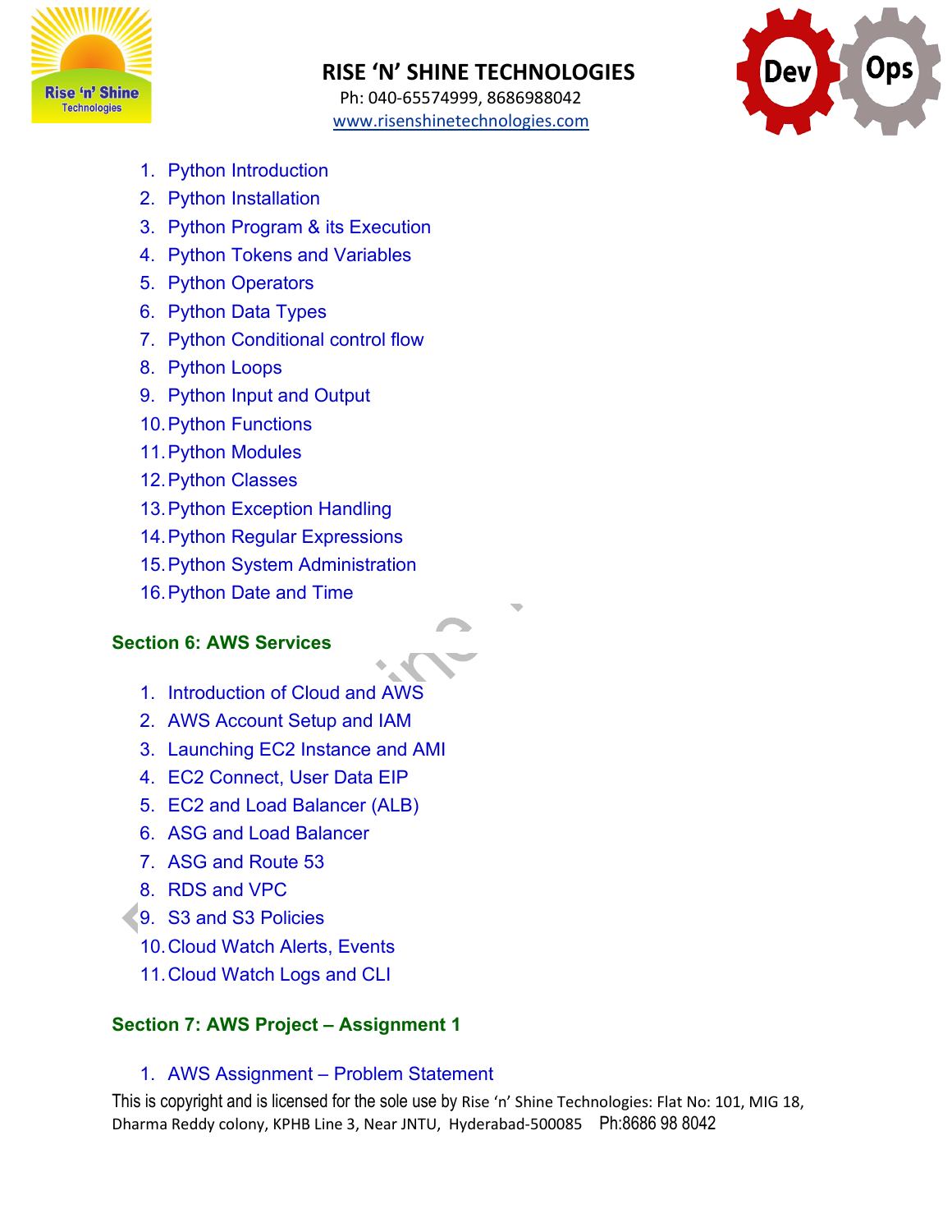1. Python Introduction
2. Python Installation
3. Python Program & its Execution
4. Python Tokens and Variables
5. Python Operators
6. Python Data Types
7. Python Conditional control flow
8. Python Loops
9. Python Input and Output
10. Python Functions
11. Python Modules
12. Python Classes
13. Python Exception Handling
14. Python Regular Expressions
15. Python System Administration
16. Python Date and Time

## Section 6: AWS Services

1. Introduction of Cloud and AWS
2. AWS Account Setup and IAM
3. Launching EC2 Instance and AMI
4. EC2 Connect, User Data EIP
5. EC2 and Load Balancer (ALB)
6. ASG and Load Balancer
7. ASG and Route 53
8. RDS and VPC
9. S3 and S3 Policies
10. Cloud Watch Alerts, Events
11. Cloud Watch Logs and CLI

## Section 7: AWS Project – Assignment 1

1. AWS Assignment – Problem Statement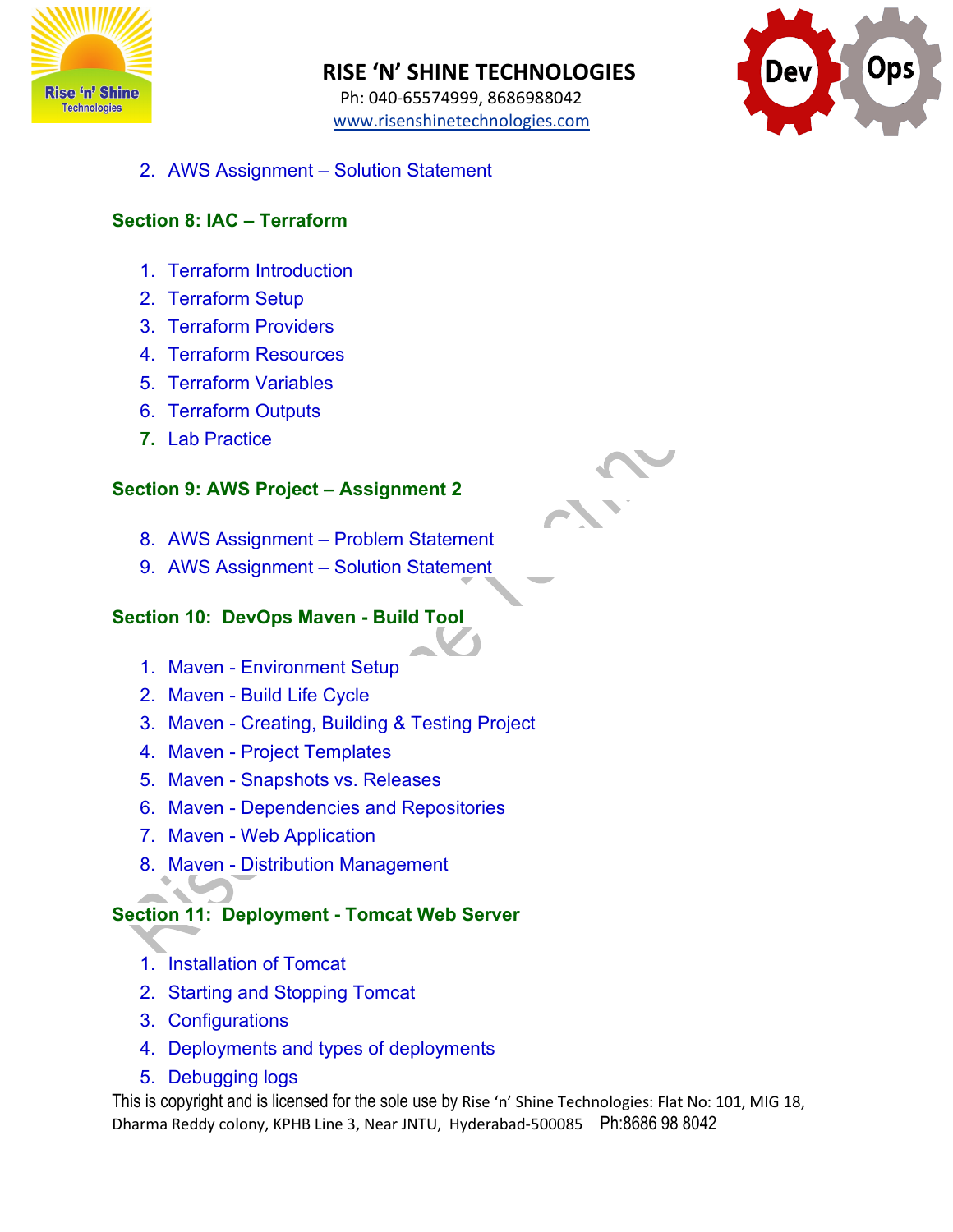2. AWS Assignment – Solution Statement

### Section 8: IAC – Terraform

1. Terraform Introduction
2. Terraform Setup
3. Terraform Providers
4. Terraform Resources
5. Terraform Variables
6. Terraform Outputs
7. Lab Practice

### Section 9: AWS Project – Assignment 2

8. AWS Assignment – Problem Statement
9. AWS Assignment – Solution Statement

### Section 10: DevOps Maven - Build Tool

1. Maven - Environment Setup
2. Maven - Build Life Cycle
3. Maven - Creating, Building & Testing Project
4. Maven - Project Templates
5. Maven - Snapshots vs. Releases
6. Maven - Dependencies and Repositories
7. Maven - Web Application
8. Maven - Distribution Management

### Section 11: Deployment - Tomcat Web Server

1. Installation of Tomcat
2. Starting and Stopping Tomcat
3. Configurations
4. Deployments and types of deployments
5. Debugging logs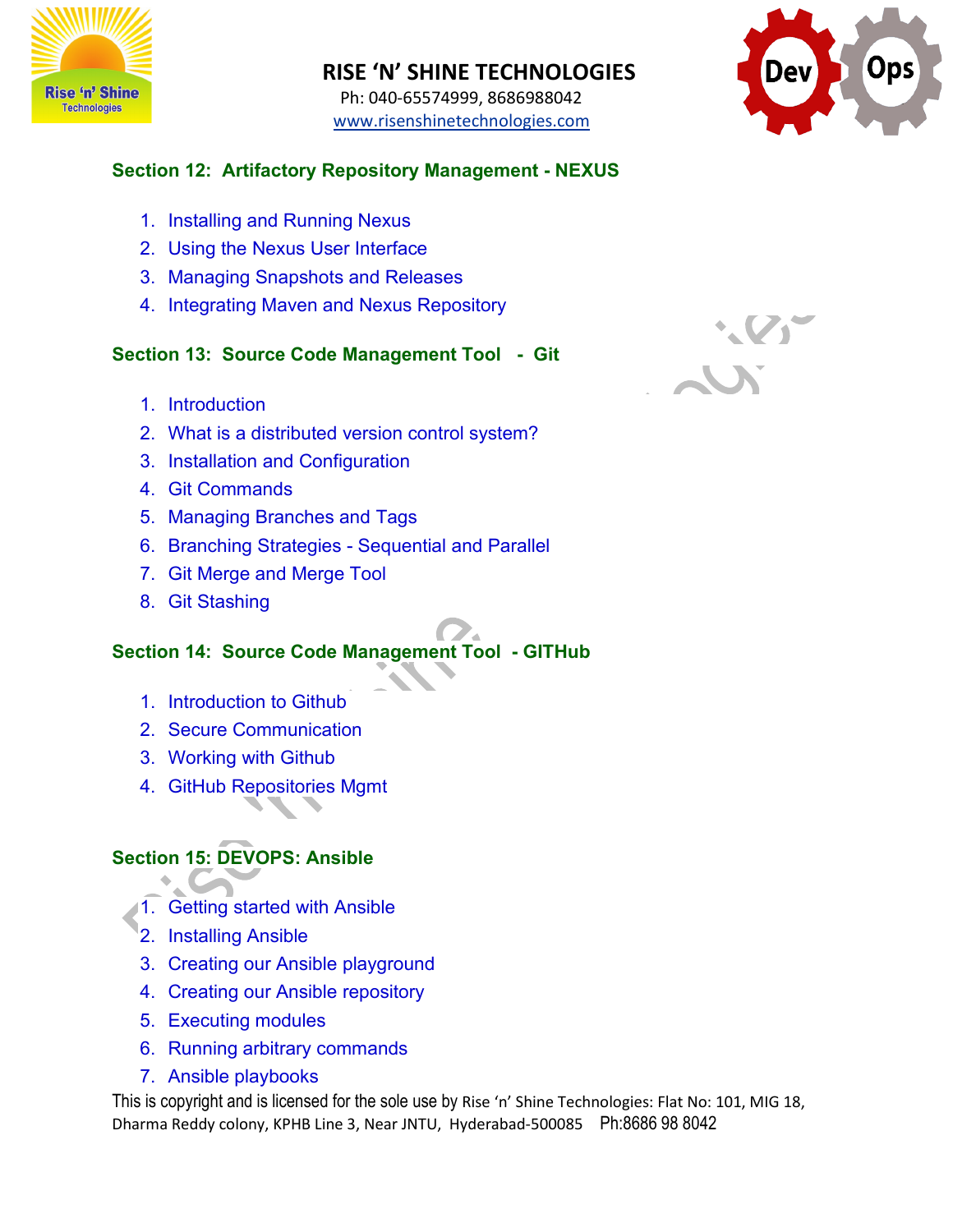## Section 12: Artifactory Repository Management - NEXUS

1. Installing and Running Nexus
2. Using the Nexus User Interface
3. Managing Snapshots and Releases
4. Integrating Maven and Nexus Repository

## Section 13: Source Code Management Tool - Git

1. Introduction
2. What is a distributed version control system?
3. Installation and Configuration
4. Git Commands
5. Managing Branches and Tags
6. Branching Strategies - Sequential and Parallel
7. Git Merge and Merge Tool
8. Git Stashing

## Section 14: Source Code Management Tool - GITHub

1. Introduction to Github
2. Secure Communication
3. Working with Github
4. GitHub Repositories Mgmt

## Section 15: DEVOPS: Ansible

1. Getting started with Ansible
2. Installing Ansible
3. Creating our Ansible playground
4. Creating our Ansible repository
5. Executing modules
6. Running arbitrary commands
7. Ansible playbooks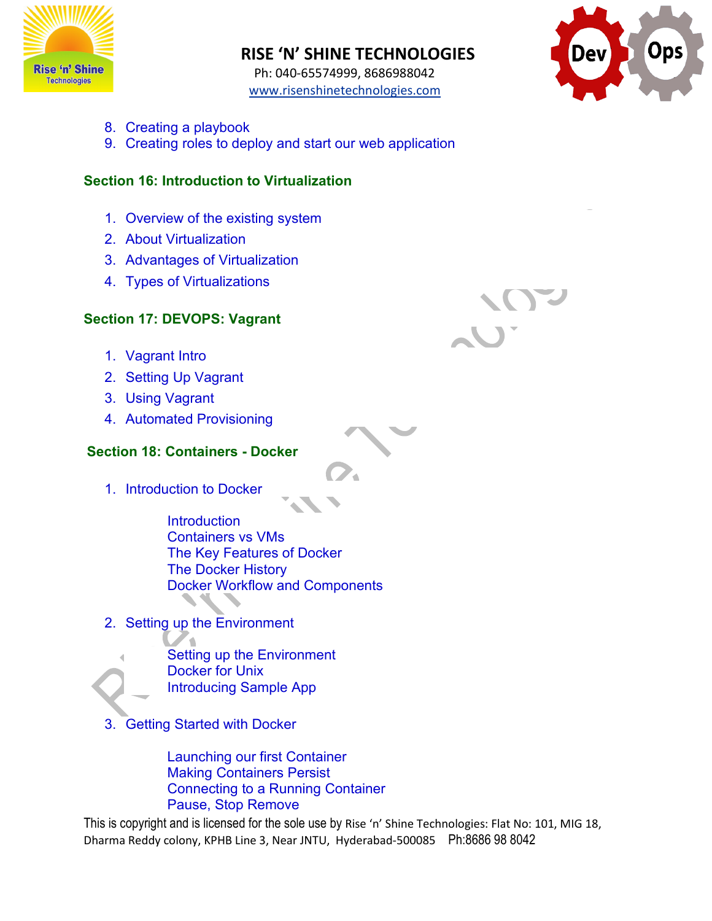8. Creating a playbook
9. Creating roles to deploy and start our web application

**Section 16: Introduction to Virtualization**

1. Overview of the existing system
2. About Virtualization
3. Advantages of Virtualization
4. Types of Virtualizations

**Section 17: DEVOPS: Vagrant**

1. Vagrant Intro
2. Setting Up Vagrant
3. Using Vagrant
4. Automated Provisioning

**Section 18: Containers - Docker**

1. Introduction to Docker

   Introduction
   Containers vs VMs
   The Key Features of Docker
   The Docker History
   Docker Workflow and Components

2. Setting up the Environment

   Setting up the Environment
   Docker for Unix
   Introducing Sample App

3. Getting Started with Docker

   Launching our first Container
   Making Containers Persist
   Connecting to a Running Container
   Pause, Stop Remove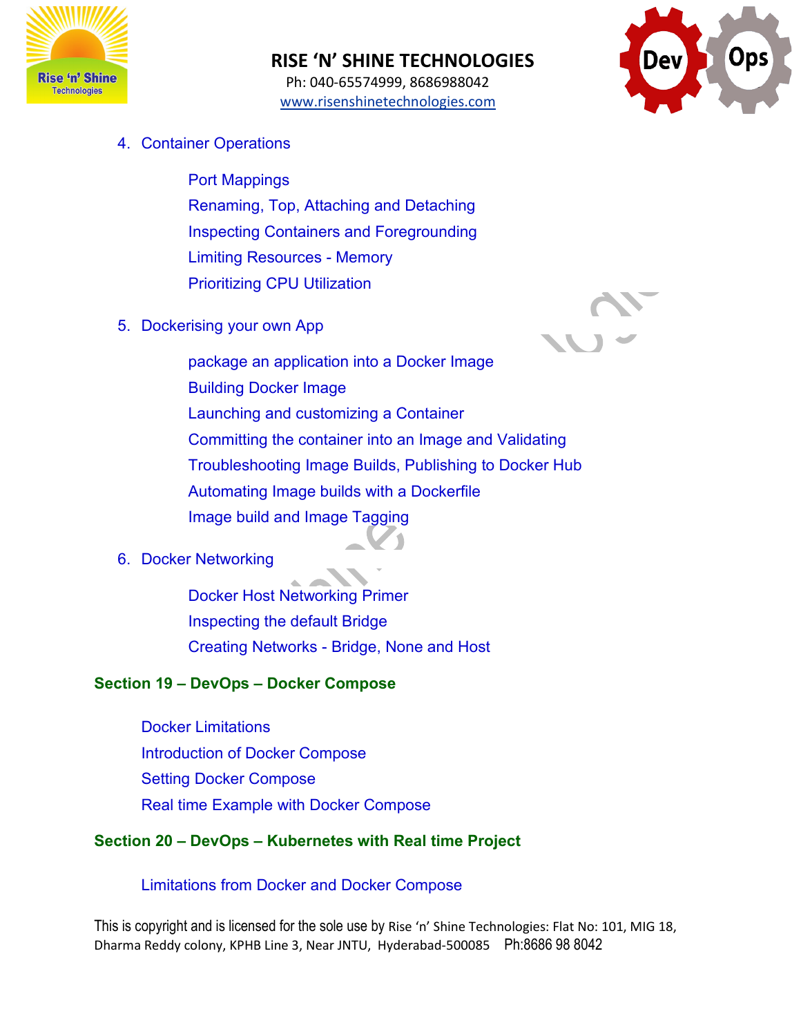4. Container Operations

    Port Mappings
    Renaming, Top, Attaching and Detaching
    Inspecting Containers and Foregrounding
    Limiting Resources - Memory
    Prioritizing CPU Utilization

5. Dockerising your own App

    package an application into a Docker Image
    Building Docker Image
    Launching and customizing a Container
    Committing the container into an Image and Validating
    Troubleshooting Image Builds, Publishing to Docker Hub
    Automating Image builds with a Dockerfile
    Image build and Image Tagging

6. Docker Networking

    Docker Host Networking Primer
    Inspecting the default Bridge
    Creating Networks - Bridge, None and Host

**Section 19 – DevOps – Docker Compose**

Docker Limitations
Introduction of Docker Compose
Setting Docker Compose
Real time Example with Docker Compose

**Section 20 – DevOps – Kubernetes with Real time Project**

Limitations from Docker and Docker Compose

This is copyright and is licensed for the sole use by Rise 'n' Shine Technologies: Flat No: 101, MIG 18, Dharma Reddy colony, KPHB Line 3, Near JNTU, Hyderabad-500085 Ph:8686 98 8042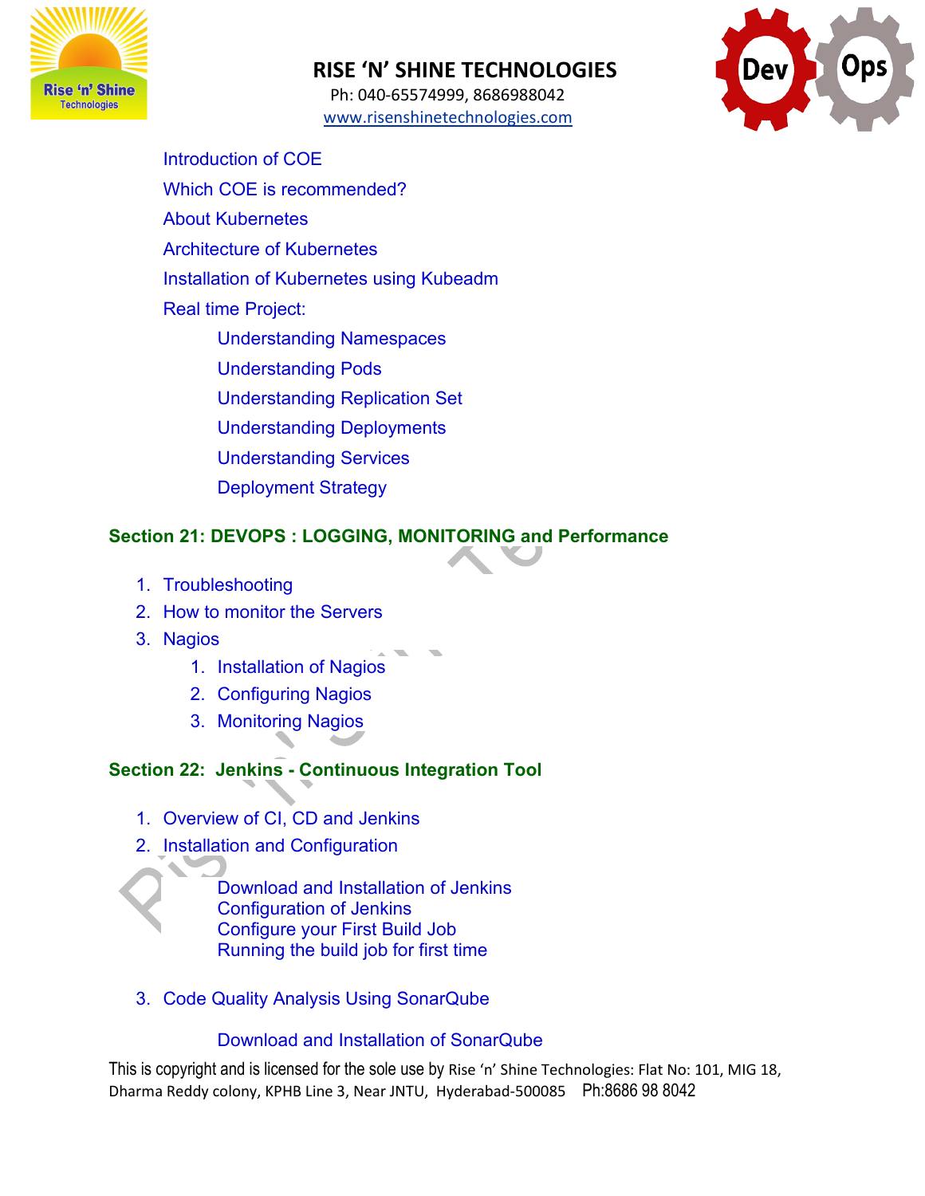- Introduction of COE
- Which COE is recommended?
- About Kubernetes
- Architecture of Kubernetes
- Installation of Kubernetes using Kubeadm
- Real time Project:
    - Understanding Namespaces
    - Understanding Pods
    - Understanding Replication Set
    - Understanding Deployments
    - Understanding Services
    - Deployment Strategy

### Section 21: DEVOPS : LOGGING, MONITORING and Performance

1. Troubleshooting
2. How to monitor the Servers
3. Nagios
    1. Installation of Nagios
    2. Configuring Nagios
    3. Monitoring Nagios

### Section 22: Jenkins - Continuous Integration Tool

1. Overview of CI, CD and Jenkins
2. Installation and Configuration

    Download and Installation of Jenkins
    Configuration of Jenkins
    Configure your First Build Job
    Running the build job for first time

3. Code Quality Analysis Using SonarQube

    Download and Installation of SonarQube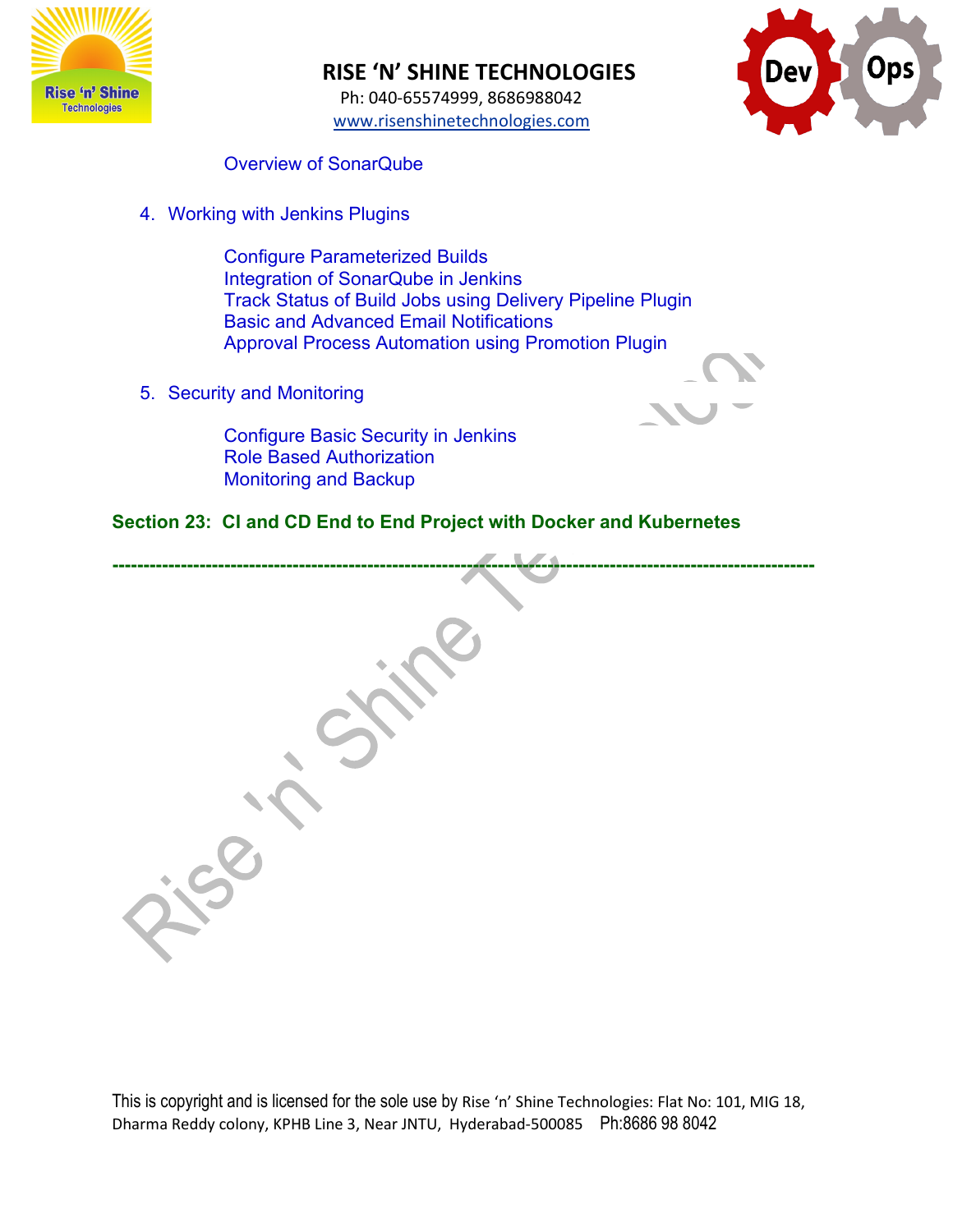Overview of SonarQube

4. Working with Jenkins Plugins

    Configure Parameterized Builds
    Integration of SonarQube in Jenkins
    Track Status of Build Jobs using Delivery Pipeline Plugin
    Basic and Advanced Email Notifications
    Approval Process Automation using Promotion Plugin

5. Security and Monitoring

    Configure Basic Security in Jenkins
    Role Based Authorization
    Monitoring and Backup

**Section 23: CI and CD End to End Project with Docker and Kubernetes**

**---------------------------------------------------------------------------------------------------------------------**